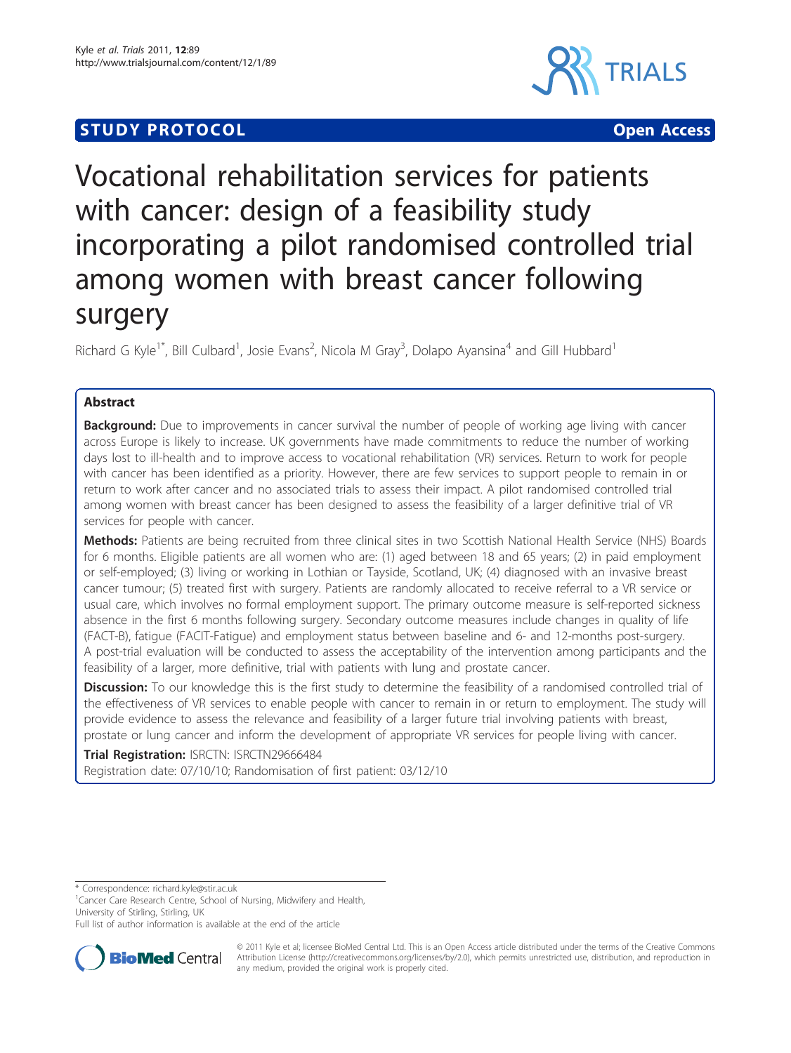STUDY PROTOCOL Open Access

# Vocational rehabilitation services for patients with cancer: design of a feasibility study incorporating a pilot randomised controlled trial among women with breast cancer following surgery

Richard G Kyle[1*], Bill Culbard[1], Josie Evans[2], Nicola M Gray[3], Dolapo Ayansina[4] and Gill Hubbard[1]

## Abstract

**Background:** Due to improvements in cancer survival the number of people of working age living with cancer across Europe is likely to increase. UK governments have made commitments to reduce the number of working days lost to ill-health and to improve access to vocational rehabilitation (VR) services. Return to work for people with cancer has been identified as a priority. However, there are few services to support people to remain in or return to work after cancer and no associated trials to assess their impact. A pilot randomised controlled trial among women with breast cancer has been designed to assess the feasibility of a larger definitive trial of VR services for people with cancer.

**Methods:** Patients are being recruited from three clinical sites in two Scottish National Health Service (NHS) Boards for 6 months. Eligible patients are all women who are: (1) aged between 18 and 65 years; (2) in paid employment or self-employed; (3) living or working in Lothian or Tayside, Scotland, UK; (4) diagnosed with an invasive breast cancer tumour; (5) treated first with surgery. Patients are randomly allocated to receive referral to a VR service or usual care, which involves no formal employment support. The primary outcome measure is self-reported sickness absence in the first 6 months following surgery. Secondary outcome measures include changes in quality of life (FACT-B), fatigue (FACIT-Fatigue) and employment status between baseline and 6- and 12-months post-surgery. A post-trial evaluation will be conducted to assess the acceptability of the intervention among participants and the feasibility of a larger, more definitive, trial with patients with lung and prostate cancer.

**Discussion:** To our knowledge this is the first study to determine the feasibility of a randomised controlled trial of the effectiveness of VR services to enable people with cancer to remain in or return to employment. The study will provide evidence to assess the relevance and feasibility of a larger future trial involving patients with breast, prostate or lung cancer and inform the development of appropriate VR services for people living with cancer.

**Trial Registration:** ISRCTN: ISRCTN29666484
Registration date: 07/10/10; Randomisation of first patient: 03/12/10

---

\* Correspondence: richard.kyle@stir.ac.uk
[1]Cancer Care Research Centre, School of Nursing, Midwifery and Health, University of Stirling, Stirling, UK
Full list of author information is available at the end of the article

© 2011 Kyle et al; licensee BioMed Central Ltd. This is an Open Access article distributed under the terms of the Creative Commons Attribution License (http://creativecommons.org/licenses/by/2.0), which permits unrestricted use, distribution, and reproduction in any medium, provided the original work is properly cited.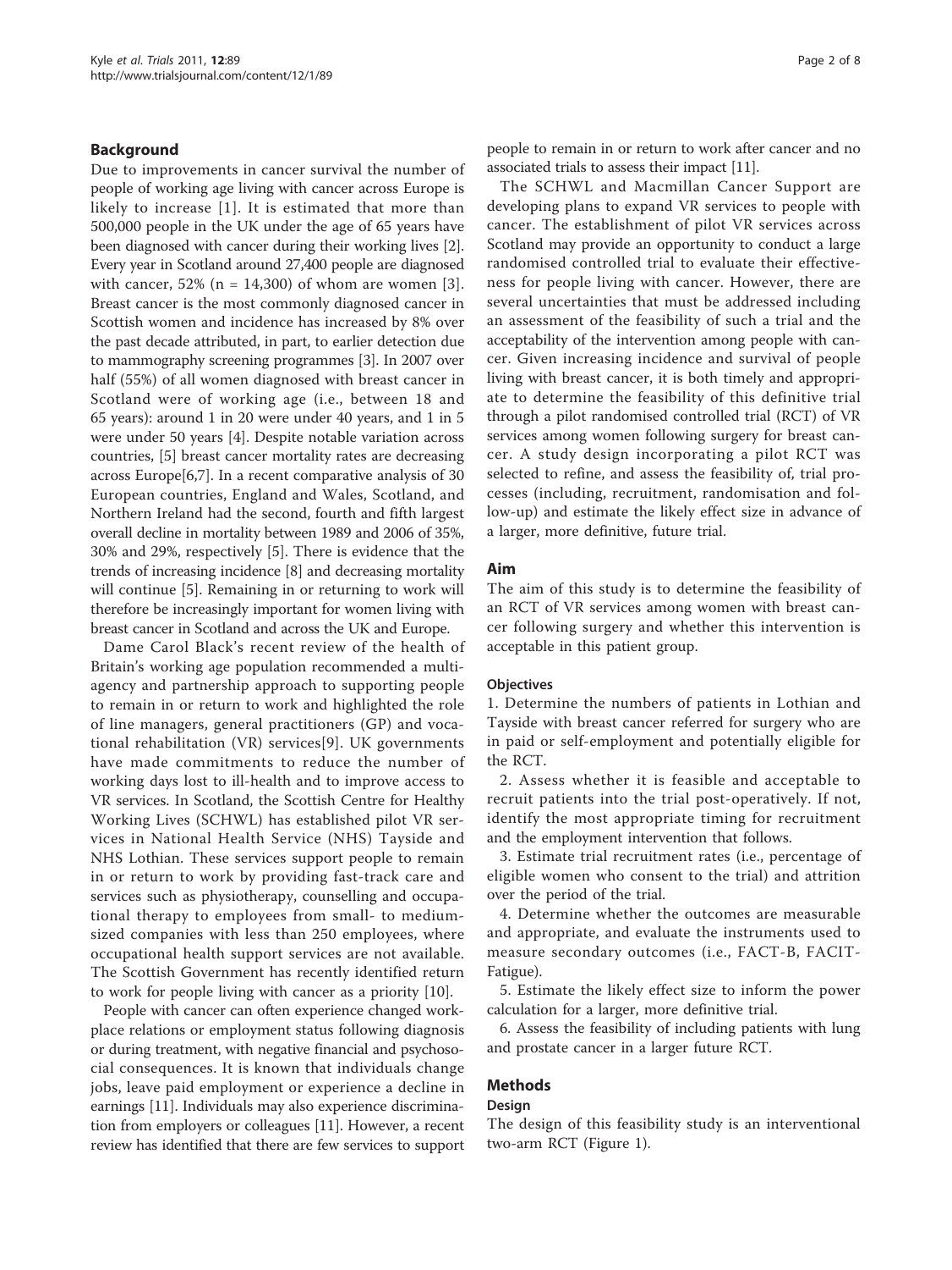## Background

Due to improvements in cancer survival the number of people of working age living with cancer across Europe is likely to increase [1]. It is estimated that more than 500,000 people in the UK under the age of 65 years have been diagnosed with cancer during their working lives [2]. Every year in Scotland around 27,400 people are diagnosed with cancer, 52% (n = 14,300) of whom are women [3]. Breast cancer is the most commonly diagnosed cancer in Scottish women and incidence has increased by 8% over the past decade attributed, in part, to earlier detection due to mammography screening programmes [3]. In 2007 over half (55%) of all women diagnosed with breast cancer in Scotland were of working age (i.e., between 18 and 65 years): around 1 in 20 were under 40 years, and 1 in 5 were under 50 years [4]. Despite notable variation across countries, [5] breast cancer mortality rates are decreasing across Europe[6,7]. In a recent comparative analysis of 30 European countries, England and Wales, Scotland, and Northern Ireland had the second, fourth and fifth largest overall decline in mortality between 1989 and 2006 of 35%, 30% and 29%, respectively [5]. There is evidence that the trends of increasing incidence [8] and decreasing mortality will continue [5]. Remaining in or returning to work will therefore be increasingly important for women living with breast cancer in Scotland and across the UK and Europe.

Dame Carol Black's recent review of the health of Britain's working age population recommended a multi-agency and partnership approach to supporting people to remain in or return to work and highlighted the role of line managers, general practitioners (GP) and vocational rehabilitation (VR) services[9]. UK governments have made commitments to reduce the number of working days lost to ill-health and to improve access to VR services. In Scotland, the Scottish Centre for Healthy Working Lives (SCHWL) has established pilot VR services in National Health Service (NHS) Tayside and NHS Lothian. These services support people to remain in or return to work by providing fast-track care and services such as physiotherapy, counselling and occupational therapy to employees from small- to medium-sized companies with less than 250 employees, where occupational health support services are not available. The Scottish Government has recently identified return to work for people living with cancer as a priority [10].

People with cancer can often experience changed workplace relations or employment status following diagnosis or during treatment, with negative financial and psychosocial consequences. It is known that individuals change jobs, leave paid employment or experience a decline in earnings [11]. Individuals may also experience discrimination from employers or colleagues [11]. However, a recent review has identified that there are few services to support people to remain in or return to work after cancer and no associated trials to assess their impact [11].

The SCHWL and Macmillan Cancer Support are developing plans to expand VR services to people with cancer. The establishment of pilot VR services across Scotland may provide an opportunity to conduct a large randomised controlled trial to evaluate their effectiveness for people living with cancer. However, there are several uncertainties that must be addressed including an assessment of the feasibility of such a trial and the acceptability of the intervention among people with cancer. Given increasing incidence and survival of people living with breast cancer, it is both timely and appropriate to determine the feasibility of this definitive trial through a pilot randomised controlled trial (RCT) of VR services among women following surgery for breast cancer. A study design incorporating a pilot RCT was selected to refine, and assess the feasibility of, trial processes (including, recruitment, randomisation and follow-up) and estimate the likely effect size in advance of a larger, more definitive, future trial.

## Aim

The aim of this study is to determine the feasibility of an RCT of VR services among women with breast cancer following surgery and whether this intervention is acceptable in this patient group.

### Objectives

1. Determine the numbers of patients in Lothian and Tayside with breast cancer referred for surgery who are in paid or self-employment and potentially eligible for the RCT.

2. Assess whether it is feasible and acceptable to recruit patients into the trial post-operatively. If not, identify the most appropriate timing for recruitment and the employment intervention that follows.

3. Estimate trial recruitment rates (i.e., percentage of eligible women who consent to the trial) and attrition over the period of the trial.

4. Determine whether the outcomes are measurable and appropriate, and evaluate the instruments used to measure secondary outcomes (i.e., FACT-B, FACIT-Fatigue).

5. Estimate the likely effect size to inform the power calculation for a larger, more definitive trial.

6. Assess the feasibility of including patients with lung and prostate cancer in a larger future RCT.

## Methods

### Design

The design of this feasibility study is an interventional two-arm RCT (Figure 1).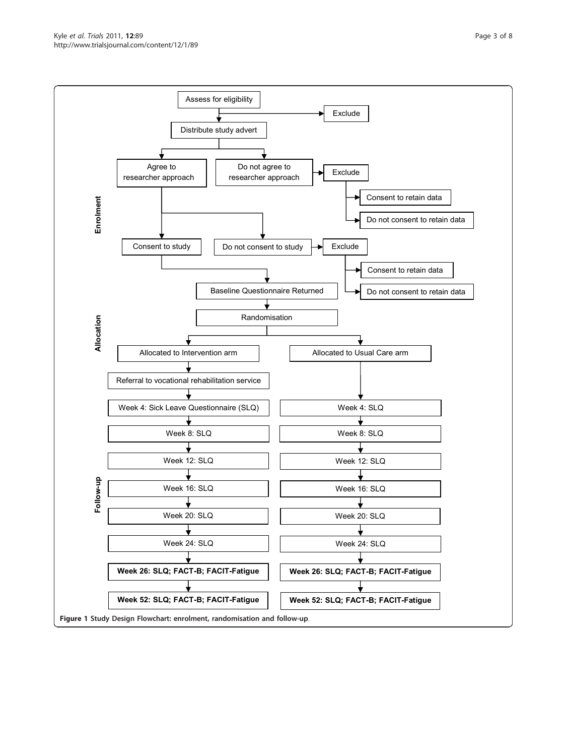**Enrolment**

- Assess for eligibility
  - Exclude
- Distribute study advert
  - Agree to researcher approach
    - Consent to study
      - Baseline Questionnaire Returned
    - Do not consent to study
      - Exclude
        - Consent to retain data
        - Do not consent to retain data
  - Do not agree to researcher approach
    - Exclude
      - Consent to retain data
      - Do not consent to retain data

**Allocation**

- Randomisation
  - Allocated to Intervention arm
  - Allocated to Usual Care arm

**Follow-up**

| Intervention arm | Usual Care arm |
| --- | --- |
| Referral to vocational rehabilitation service | |
| Week 4: Sick Leave Questionnaire (SLQ) | Week 4: SLQ |
| Week 8: SLQ | Week 8: SLQ |
| Week 12: SLQ | Week 12: SLQ |
| Week 16: SLQ | Week 16: SLQ |
| Week 20: SLQ | Week 20: SLQ |
| Week 24: SLQ | Week 24: SLQ |
| **Week 26: SLQ; FACT-B; FACIT-Fatigue** | **Week 26: SLQ; FACT-B; FACIT-Fatigue** |
| **Week 52: SLQ; FACT-B; FACIT-Fatigue** | **Week 52: SLQ; FACT-B; FACIT-Fatigue** |

**Figure 1** Study Design Flowchart: enrolment, randomisation and follow-up.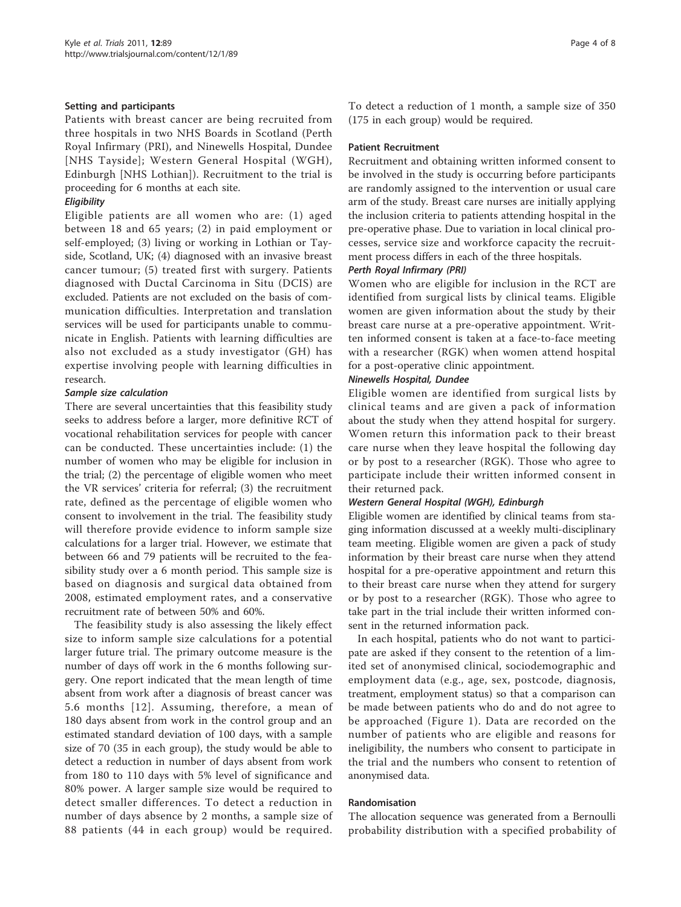### Setting and participants

Patients with breast cancer are being recruited from three hospitals in two NHS Boards in Scotland (Perth Royal Infirmary (PRI), and Ninewells Hospital, Dundee [NHS Tayside]; Western General Hospital (WGH), Edinburgh [NHS Lothian]). Recruitment to the trial is proceeding for 6 months at each site.

#### *Eligibility*

Eligible patients are all women who are: (1) aged between 18 and 65 years; (2) in paid employment or self-employed; (3) living or working in Lothian or Tayside, Scotland, UK; (4) diagnosed with an invasive breast cancer tumour; (5) treated first with surgery. Patients diagnosed with Ductal Carcinoma in Situ (DCIS) are excluded. Patients are not excluded on the basis of communication difficulties. Interpretation and translation services will be used for participants unable to communicate in English. Patients with learning difficulties are also not excluded as a study investigator (GH) has expertise involving people with learning difficulties in research.

#### *Sample size calculation*

There are several uncertainties that this feasibility study seeks to address before a larger, more definitive RCT of vocational rehabilitation services for people with cancer can be conducted. These uncertainties include: (1) the number of women who may be eligible for inclusion in the trial; (2) the percentage of eligible women who meet the VR services' criteria for referral; (3) the recruitment rate, defined as the percentage of eligible women who consent to involvement in the trial. The feasibility study will therefore provide evidence to inform sample size calculations for a larger trial. However, we estimate that between 66 and 79 patients will be recruited to the feasibility study over a 6 month period. This sample size is based on diagnosis and surgical data obtained from 2008, estimated employment rates, and a conservative recruitment rate of between 50% and 60%.

The feasibility study is also assessing the likely effect size to inform sample size calculations for a potential larger future trial. The primary outcome measure is the number of days off work in the 6 months following surgery. One report indicated that the mean length of time absent from work after a diagnosis of breast cancer was 5.6 months [12]. Assuming, therefore, a mean of 180 days absent from work in the control group and an estimated standard deviation of 100 days, with a sample size of 70 (35 in each group), the study would be able to detect a reduction in number of days absent from work from 180 to 110 days with 5% level of significance and 80% power. A larger sample size would be required to detect smaller differences. To detect a reduction in number of days absence by 2 months, a sample size of 88 patients (44 in each group) would be required. To detect a reduction of 1 month, a sample size of 350 (175 in each group) would be required.

### Patient Recruitment

Recruitment and obtaining written informed consent to be involved in the study is occurring before participants are randomly assigned to the intervention or usual care arm of the study. Breast care nurses are initially applying the inclusion criteria to patients attending hospital in the pre-operative phase. Due to variation in local clinical processes, service size and workforce capacity the recruitment process differs in each of the three hospitals.

#### *Perth Royal Infirmary (PRI)*

Women who are eligible for inclusion in the RCT are identified from surgical lists by clinical teams. Eligible women are given information about the study by their breast care nurse at a pre-operative appointment. Written informed consent is taken at a face-to-face meeting with a researcher (RGK) when women attend hospital for a post-operative clinic appointment.

#### *Ninewells Hospital, Dundee*

Eligible women are identified from surgical lists by clinical teams and are given a pack of information about the study when they attend hospital for surgery. Women return this information pack to their breast care nurse when they leave hospital the following day or by post to a researcher (RGK). Those who agree to participate include their written informed consent in their returned pack.

#### *Western General Hospital (WGH), Edinburgh*

Eligible women are identified by clinical teams from staging information discussed at a weekly multi-disciplinary team meeting. Eligible women are given a pack of study information by their breast care nurse when they attend hospital for a pre-operative appointment and return this to their breast care nurse when they attend for surgery or by post to a researcher (RGK). Those who agree to take part in the trial include their written informed consent in the returned information pack.

In each hospital, patients who do not want to participate are asked if they consent to the retention of a limited set of anonymised clinical, sociodemographic and employment data (e.g., age, sex, postcode, diagnosis, treatment, employment status) so that a comparison can be made between patients who do and do not agree to be approached (Figure 1). Data are recorded on the number of patients who are eligible and reasons for ineligibility, the numbers who consent to participate in the trial and the numbers who consent to retention of anonymised data.

### Randomisation

The allocation sequence was generated from a Bernoulli probability distribution with a specified probability of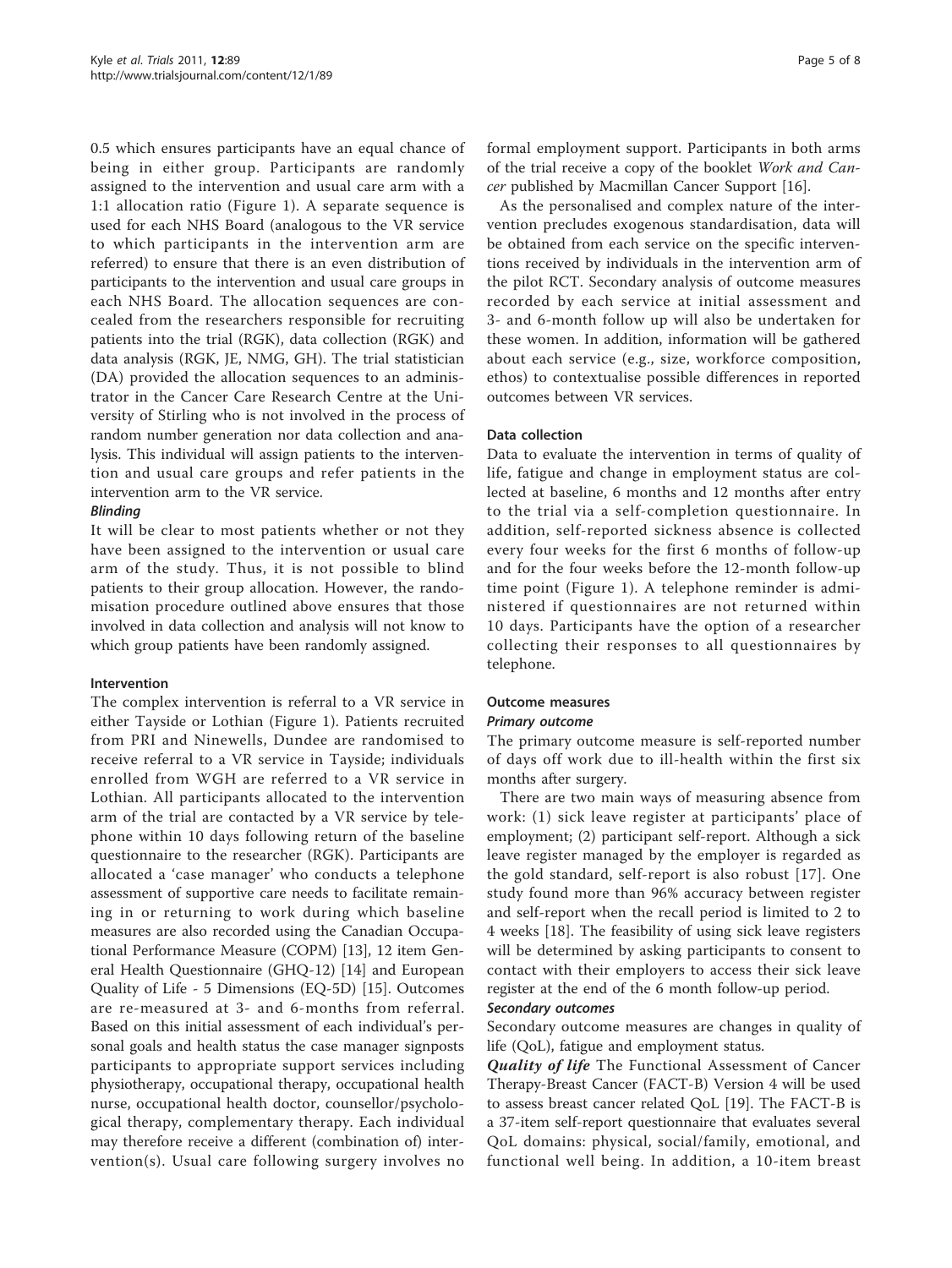0.5 which ensures participants have an equal chance of being in either group. Participants are randomly assigned to the intervention and usual care arm with a 1:1 allocation ratio (Figure 1). A separate sequence is used for each NHS Board (analogous to the VR service to which participants in the intervention arm are referred) to ensure that there is an even distribution of participants to the intervention and usual care groups in each NHS Board. The allocation sequences are concealed from the researchers responsible for recruiting patients into the trial (RGK), data collection (RGK) and data analysis (RGK, JE, NMG, GH). The trial statistician (DA) provided the allocation sequences to an administrator in the Cancer Care Research Centre at the University of Stirling who is not involved in the process of random number generation nor data collection and analysis. This individual will assign patients to the intervention and usual care groups and refer patients in the intervention arm to the VR service.

#### Blinding

It will be clear to most patients whether or not they have been assigned to the intervention or usual care arm of the study. Thus, it is not possible to blind patients to their group allocation. However, the randomisation procedure outlined above ensures that those involved in data collection and analysis will not know to which group patients have been randomly assigned.

### Intervention

The complex intervention is referral to a VR service in either Tayside or Lothian (Figure 1). Patients recruited from PRI and Ninewells, Dundee are randomised to receive referral to a VR service in Tayside; individuals enrolled from WGH are referred to a VR service in Lothian. All participants allocated to the intervention arm of the trial are contacted by a VR service by telephone within 10 days following return of the baseline questionnaire to the researcher (RGK). Participants are allocated a 'case manager' who conducts a telephone assessment of supportive care needs to facilitate remaining in or returning to work during which baseline measures are also recorded using the Canadian Occupational Performance Measure (COPM) [13], 12 item General Health Questionnaire (GHQ-12) [14] and European Quality of Life - 5 Dimensions (EQ-5D) [15]. Outcomes are re-measured at 3- and 6-months from referral. Based on this initial assessment of each individual's personal goals and health status the case manager signposts participants to appropriate support services including physiotherapy, occupational therapy, occupational health nurse, occupational health doctor, counsellor/psychological therapy, complementary therapy. Each individual may therefore receive a different (combination of) intervention(s). Usual care following surgery involves no formal employment support. Participants in both arms of the trial receive a copy of the booklet *Work and Cancer* published by Macmillan Cancer Support [16].

As the personalised and complex nature of the intervention precludes exogenous standardisation, data will be obtained from each service on the specific interventions received by individuals in the intervention arm of the pilot RCT. Secondary analysis of outcome measures recorded by each service at initial assessment and 3- and 6-month follow up will also be undertaken for these women. In addition, information will be gathered about each service (e.g., size, workforce composition, ethos) to contextualise possible differences in reported outcomes between VR services.

### Data collection

Data to evaluate the intervention in terms of quality of life, fatigue and change in employment status are collected at baseline, 6 months and 12 months after entry to the trial via a self-completion questionnaire. In addition, self-reported sickness absence is collected every four weeks for the first 6 months of follow-up and for the four weeks before the 12-month follow-up time point (Figure 1). A telephone reminder is administered if questionnaires are not returned within 10 days. Participants have the option of a researcher collecting their responses to all questionnaires by telephone.

### Outcome measures

#### Primary outcome

The primary outcome measure is self-reported number of days off work due to ill-health within the first six months after surgery.

There are two main ways of measuring absence from work: (1) sick leave register at participants' place of employment; (2) participant self-report. Although a sick leave register managed by the employer is regarded as the gold standard, self-report is also robust [17]. One study found more than 96% accuracy between register and self-report when the recall period is limited to 2 to 4 weeks [18]. The feasibility of using sick leave registers will be determined by asking participants to consent to contact with their employers to access their sick leave register at the end of the 6 month follow-up period.

#### Secondary outcomes

Secondary outcome measures are changes in quality of life (QoL), fatigue and employment status.

***Quality of life*** The Functional Assessment of Cancer Therapy-Breast Cancer (FACT-B) Version 4 will be used to assess breast cancer related QoL [19]. The FACT-B is a 37-item self-report questionnaire that evaluates several QoL domains: physical, social/family, emotional, and functional well being. In addition, a 10-item breast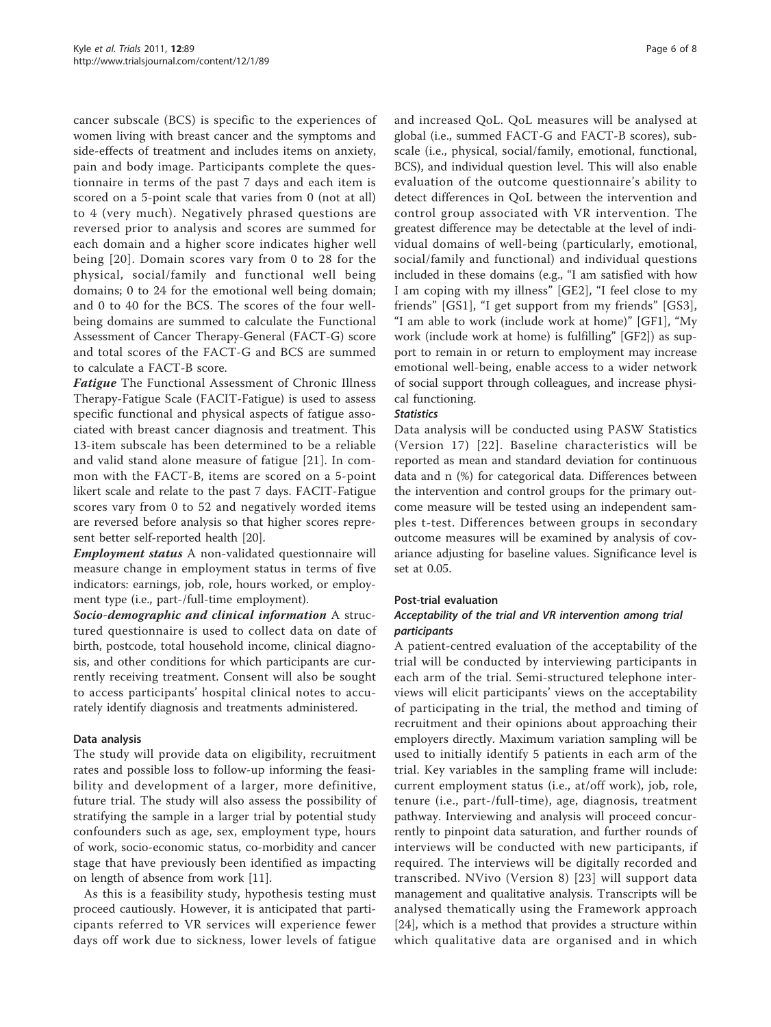cancer subscale (BCS) is specific to the experiences of women living with breast cancer and the symptoms and side-effects of treatment and includes items on anxiety, pain and body image. Participants complete the questionnaire in terms of the past 7 days and each item is scored on a 5-point scale that varies from 0 (not at all) to 4 (very much). Negatively phrased questions are reversed prior to analysis and scores are summed for each domain and a higher score indicates higher well being [20]. Domain scores vary from 0 to 28 for the physical, social/family and functional well being domains; 0 to 24 for the emotional well being domain; and 0 to 40 for the BCS. The scores of the four well-being domains are summed to calculate the Functional Assessment of Cancer Therapy-General (FACT-G) score and total scores of the FACT-G and BCS are summed to calculate a FACT-B score.

***Fatigue*** The Functional Assessment of Chronic Illness Therapy-Fatigue Scale (FACIT-Fatigue) is used to assess specific functional and physical aspects of fatigue associated with breast cancer diagnosis and treatment. This 13-item subscale has been determined to be a reliable and valid stand alone measure of fatigue [21]. In common with the FACT-B, items are scored on a 5-point likert scale and relate to the past 7 days. FACIT-Fatigue scores vary from 0 to 52 and negatively worded items are reversed before analysis so that higher scores represent better self-reported health [20].

***Employment status*** A non-validated questionnaire will measure change in employment status in terms of five indicators: earnings, job, role, hours worked, or employment type (i.e., part-/full-time employment).

***Socio-demographic and clinical information*** A structured questionnaire is used to collect data on date of birth, postcode, total household income, clinical diagnosis, and other conditions for which participants are currently receiving treatment. Consent will also be sought to access participants' hospital clinical notes to accurately identify diagnosis and treatments administered.

#### Data analysis

The study will provide data on eligibility, recruitment rates and possible loss to follow-up informing the feasibility and development of a larger, more definitive, future trial. The study will also assess the possibility of stratifying the sample in a larger trial by potential study confounders such as age, sex, employment type, hours of work, socio-economic status, co-morbidity and cancer stage that have previously been identified as impacting on length of absence from work [11].

As this is a feasibility study, hypothesis testing must proceed cautiously. However, it is anticipated that participants referred to VR services will experience fewer days off work due to sickness, lower levels of fatigue and increased QoL. QoL measures will be analysed at global (i.e., summed FACT-G and FACT-B scores), subscale (i.e., physical, social/family, emotional, functional, BCS), and individual question level. This will also enable evaluation of the outcome questionnaire's ability to detect differences in QoL between the intervention and control group associated with VR intervention. The greatest difference may be detectable at the level of individual domains of well-being (particularly, emotional, social/family and functional) and individual questions included in these domains (e.g., "I am satisfied with how I am coping with my illness" [GE2], "I feel close to my friends" [GS1], "I get support from my friends" [GS3], "I am able to work (include work at home)" [GF1], "My work (include work at home) is fulfilling" [GF2]) as support to remain in or return to employment may increase emotional well-being, enable access to a wider network of social support through colleagues, and increase physical functioning.

##### *Statistics*

Data analysis will be conducted using PASW Statistics (Version 17) [22]. Baseline characteristics will be reported as mean and standard deviation for continuous data and n (%) for categorical data. Differences between the intervention and control groups for the primary outcome measure will be tested using an independent samples t-test. Differences between groups in secondary outcome measures will be examined by analysis of covariance adjusting for baseline values. Significance level is set at 0.05.

#### Post-trial evaluation

##### *Acceptability of the trial and VR intervention among trial participants*

A patient-centred evaluation of the acceptability of the trial will be conducted by interviewing participants in each arm of the trial. Semi-structured telephone interviews will elicit participants' views on the acceptability of participating in the trial, the method and timing of recruitment and their opinions about approaching their employers directly. Maximum variation sampling will be used to initially identify 5 patients in each arm of the trial. Key variables in the sampling frame will include: current employment status (i.e., at/off work), job, role, tenure (i.e., part-/full-time), age, diagnosis, treatment pathway. Interviewing and analysis will proceed concurrently to pinpoint data saturation, and further rounds of interviews will be conducted with new participants, if required. The interviews will be digitally recorded and transcribed. NVivo (Version 8) [23] will support data management and qualitative analysis. Transcripts will be analysed thematically using the Framework approach [24], which is a method that provides a structure within which qualitative data are organised and in which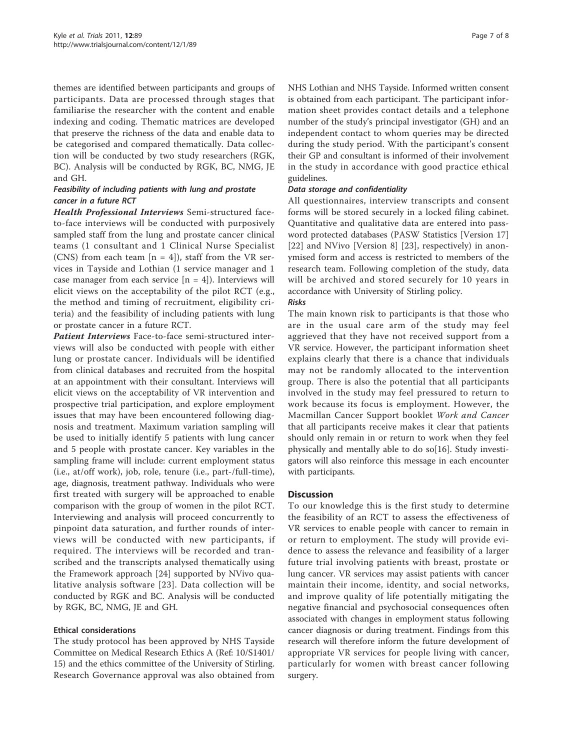themes are identified between participants and groups of participants. Data are processed through stages that familiarise the researcher with the content and enable indexing and coding. Thematic matrices are developed that preserve the richness of the data and enable data to be categorised and compared thematically. Data collection will be conducted by two study researchers (RGK, BC). Analysis will be conducted by RGK, BC, NMG, JE and GH.

#### Feasibility of including patients with lung and prostate cancer in a future RCT

***Health Professional Interviews*** Semi-structured face-to-face interviews will be conducted with purposively sampled staff from the lung and prostate cancer clinical teams (1 consultant and 1 Clinical Nurse Specialist (CNS) from each team [n = 4]), staff from the VR services in Tayside and Lothian (1 service manager and 1 case manager from each service [n = 4]). Interviews will elicit views on the acceptability of the pilot RCT (e.g., the method and timing of recruitment, eligibility criteria) and the feasibility of including patients with lung or prostate cancer in a future RCT.

***Patient Interviews*** Face-to-face semi-structured interviews will also be conducted with people with either lung or prostate cancer. Individuals will be identified from clinical databases and recruited from the hospital at an appointment with their consultant. Interviews will elicit views on the acceptability of VR intervention and prospective trial participation, and explore employment issues that may have been encountered following diagnosis and treatment. Maximum variation sampling will be used to initially identify 5 patients with lung cancer and 5 people with prostate cancer. Key variables in the sampling frame will include: current employment status (i.e., at/off work), job, role, tenure (i.e., part-/full-time), age, diagnosis, treatment pathway. Individuals who were first treated with surgery will be approached to enable comparison with the group of women in the pilot RCT. Interviewing and analysis will proceed concurrently to pinpoint data saturation, and further rounds of interviews will be conducted with new participants, if required. The interviews will be recorded and transcribed and the transcripts analysed thematically using the Framework approach [24] supported by NVivo qualitative analysis software [23]. Data collection will be conducted by RGK and BC. Analysis will be conducted by RGK, BC, NMG, JE and GH.

### Ethical considerations

The study protocol has been approved by NHS Tayside Committee on Medical Research Ethics A (Ref: 10/S1401/15) and the ethics committee of the University of Stirling. Research Governance approval was also obtained from NHS Lothian and NHS Tayside. Informed written consent is obtained from each participant. The participant information sheet provides contact details and a telephone number of the study's principal investigator (GH) and an independent contact to whom queries may be directed during the study period. With the participant's consent their GP and consultant is informed of their involvement in the study in accordance with good practice ethical guidelines.

#### Data storage and confidentiality

All questionnaires, interview transcripts and consent forms will be stored securely in a locked filing cabinet. Quantitative and qualitative data are entered into password protected databases (PASW Statistics [Version 17] [22] and NVivo [Version 8] [23], respectively) in anonymised form and access is restricted to members of the research team. Following completion of the study, data will be archived and stored securely for 10 years in accordance with University of Stirling policy.

#### Risks

The main known risk to participants is that those who are in the usual care arm of the study may feel aggrieved that they have not received support from a VR service. However, the participant information sheet explains clearly that there is a chance that individuals may not be randomly allocated to the intervention group. There is also the potential that all participants involved in the study may feel pressured to return to work because its focus is employment. However, the Macmillan Cancer Support booklet *Work and Cancer* that all participants receive makes it clear that patients should only remain in or return to work when they feel physically and mentally able to do so[16]. Study investigators will also reinforce this message in each encounter with participants.

## Discussion

To our knowledge this is the first study to determine the feasibility of an RCT to assess the effectiveness of VR services to enable people with cancer to remain in or return to employment. The study will provide evidence to assess the relevance and feasibility of a larger future trial involving patients with breast, prostate or lung cancer. VR services may assist patients with cancer maintain their income, identity, and social networks, and improve quality of life potentially mitigating the negative financial and psychosocial consequences often associated with changes in employment status following cancer diagnosis or during treatment. Findings from this research will therefore inform the future development of appropriate VR services for people living with cancer, particularly for women with breast cancer following surgery.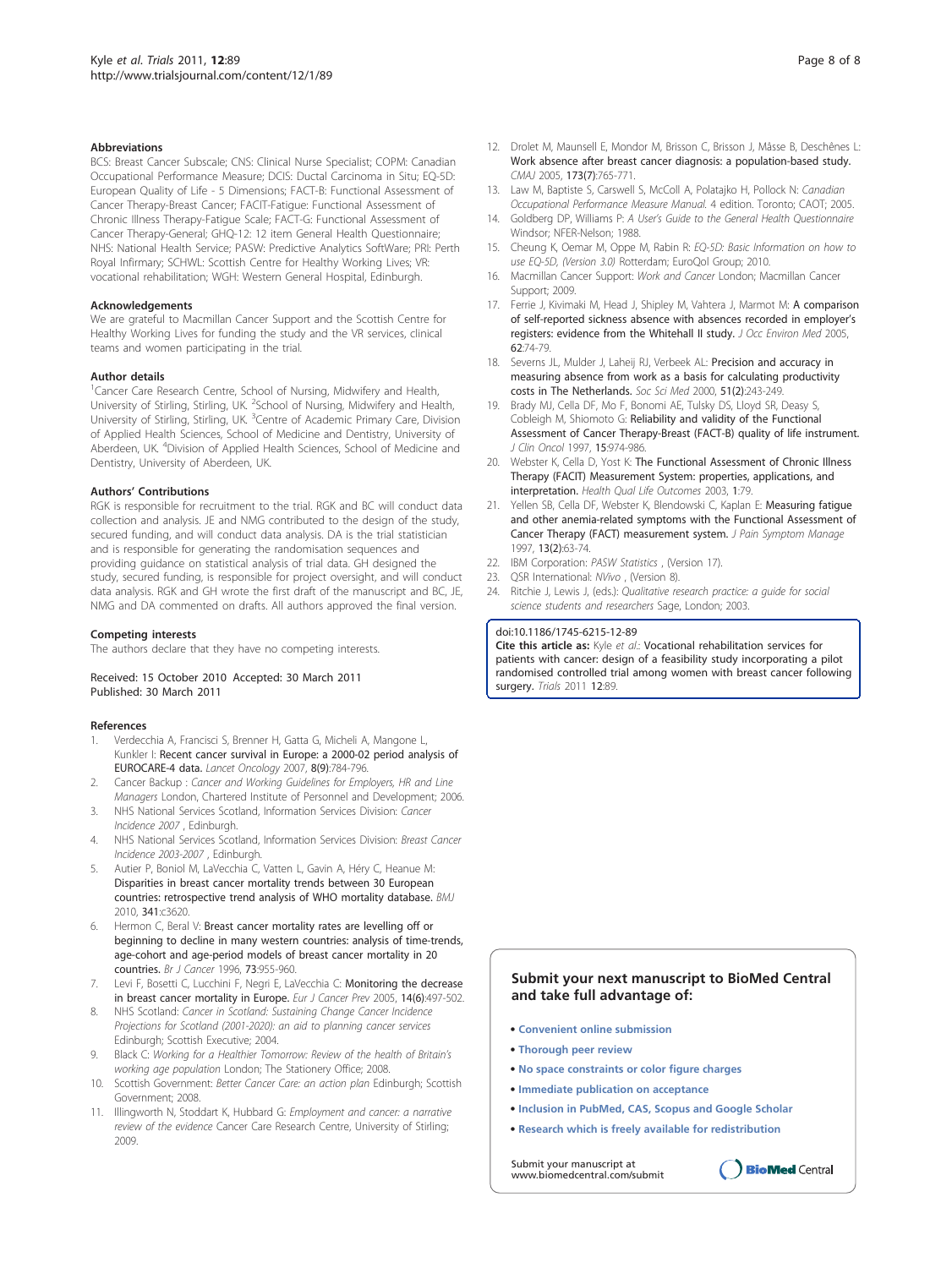### Abbreviations

BCS: Breast Cancer Subscale; CNS: Clinical Nurse Specialist; COPM: Canadian Occupational Performance Measure; DCIS: Ductal Carcinoma in Situ; EQ-5D: European Quality of Life - 5 Dimensions; FACT-B: Functional Assessment of Cancer Therapy-Breast Cancer; FACIT-Fatigue: Functional Assessment of Chronic Illness Therapy-Fatigue Scale; FACT-G: Functional Assessment of Cancer Therapy-General; GHQ-12: 12 item General Health Questionnaire; NHS: National Health Service; PASW: Predictive Analytics SoftWare; PRI: Perth Royal Infirmary; SCHWL: Scottish Centre for Healthy Working Lives; VR: vocational rehabilitation; WGH: Western General Hospital, Edinburgh.

### Acknowledgements

We are grateful to Macmillan Cancer Support and the Scottish Centre for Healthy Working Lives for funding the study and the VR services, clinical teams and women participating in the trial.

### Author details

[1]Cancer Care Research Centre, School of Nursing, Midwifery and Health, University of Stirling, Stirling, UK. [2]School of Nursing, Midwifery and Health, University of Stirling, Stirling, UK. [3]Centre of Academic Primary Care, Division of Applied Health Sciences, School of Medicine and Dentistry, University of Aberdeen, UK. [4]Division of Applied Health Sciences, School of Medicine and Dentistry, University of Aberdeen, UK.

### Authors' Contributions

RGK is responsible for recruitment to the trial. RGK and BC will conduct data collection and analysis. JE and NMG contributed to the design of the study, secured funding, and will conduct data analysis. DA is the trial statistician and is responsible for generating the randomisation sequences and providing guidance on statistical analysis of trial data. GH designed the study, secured funding, is responsible for project oversight, and will conduct data analysis. RGK and GH wrote the first draft of the manuscript and BC, JE, NMG and DA commented on drafts. All authors approved the final version.

### Competing interests

The authors declare that they have no competing interests.

Received: 15 October 2010 Accepted: 30 March 2011
Published: 30 March 2011

### References

1. Verdecchia A, Francisci S, Brenner H, Gatta G, Micheli A, Mangone L, Kunkler I: **Recent cancer survival in Europe: a 2000-02 period analysis of EUROCARE-4 data.** *Lancet Oncology* 2007, **8(9)**:784-796.
2. Cancer Backup : *Cancer and Working Guidelines for Employers, HR and Line Managers* London, Chartered Institute of Personnel and Development; 2006.
3. NHS National Services Scotland, Information Services Division: *Cancer Incidence 2007* , Edinburgh.
4. NHS National Services Scotland, Information Services Division: *Breast Cancer Incidence 2003-2007* , Edinburgh.
5. Autier P, Boniol M, LaVecchia C, Vatten L, Gavin A, Héry C, Heanue M: **Disparities in breast cancer mortality trends between 30 European countries: retrospective trend analysis of WHO mortality database.** *BMJ* 2010, **341**:c3620.
6. Hermon C, Beral V: **Breast cancer mortality rates are levelling off or beginning to decline in many western countries: analysis of time-trends, age-cohort and age-period models of breast cancer mortality in 20 countries.** *Br J Cancer* 1996, **73**:955-960.
7. Levi F, Bosetti C, Lucchini F, Negri E, LaVecchia C: **Monitoring the decrease in breast cancer mortality in Europe.** *Eur J Cancer Prev* 2005, **14(6)**:497-502.
8. NHS Scotland: *Cancer in Scotland: Sustaining Change Cancer Incidence Projections for Scotland (2001-2020): an aid to planning cancer services* Edinburgh; Scottish Executive; 2004.
9. Black C: *Working for a Healthier Tomorrow: Review of the health of Britain's working age population* London; The Stationery Office; 2008.
10. Scottish Government: *Better Cancer Care: an action plan* Edinburgh; Scottish Government; 2008.
11. Illingworth N, Stoddart K, Hubbard G: *Employment and cancer: a narrative review of the evidence* Cancer Care Research Centre, University of Stirling; 2009.
12. Drolet M, Maunsell E, Mondor M, Brisson C, Brisson J, Mâsse B, Deschênes L: **Work absence after breast cancer diagnosis: a population-based study.** *CMAJ* 2005, **173(7)**:765-771.
13. Law M, Baptiste S, Carswell S, McColl A, Polatajko H, Pollock N: *Canadian Occupational Performance Measure Manual.* 4 edition. Toronto; CAOT; 2005.
14. Goldberg DP, Williams P: *A User's Guide to the General Health Questionnaire* Windsor; NFER-Nelson; 1988.
15. Cheung K, Oemar M, Oppe M, Rabin R: *EQ-5D: Basic Information on how to use EQ-5D, (Version 3.0)* Rotterdam; EuroQol Group; 2010.
16. Macmillan Cancer Support: *Work and Cancer* London; Macmillan Cancer Support; 2009.
17. Ferrie J, Kivimaki M, Head J, Shipley M, Vahtera J, Marmot M: **A comparison of self-reported sickness absence with absences recorded in employer's registers: evidence from the Whitehall II study.** *J Occ Environ Med* 2005, **62**:74-79.
18. Severns JL, Mulder J, Laheij RJ, Verbeek AL: **Precision and accuracy in measuring absence from work as a basis for calculating productivity costs in The Netherlands.** *Soc Sci Med* 2000, **51(2)**:243-249.
19. Brady MJ, Cella DF, Mo F, Bonomi AE, Tulsky DS, Lloyd SR, Deasy S, Cobleigh M, Shiomoto G: **Reliability and validity of the Functional Assessment of Cancer Therapy-Breast (FACT-B) quality of life instrument.** *J Clin Oncol* 1997, **15**:974-986.
20. Webster K, Cella D, Yost K: **The Functional Assessment of Chronic Illness Therapy (FACIT) Measurement System: properties, applications, and interpretation.** *Health Qual Life Outcomes* 2003, **1**:79.
21. Yellen SB, Cella DF, Webster K, Blendowski C, Kaplan E: **Measuring fatigue and other anemia-related symptoms with the Functional Assessment of Cancer Therapy (FACT) measurement system.** *J Pain Symptom Manage* 1997, **13(2)**:63-74.
22. IBM Corporation: *PASW Statistics* , (Version 17).
23. QSR International: *NVivo* , (Version 8).
24. Ritchie J, Lewis J, (eds.): *Qualitative research practice: a guide for social science students and researchers* Sage, London; 2003.

doi:10.1186/1745-6215-12-89

**Cite this article as:** Kyle *et al.*: Vocational rehabilitation services for patients with cancer: design of a feasibility study incorporating a pilot randomised controlled trial among women with breast cancer following surgery. *Trials* 2011 **12**:89.

**Submit your next manuscript to BioMed Central and take full advantage of:**

- Convenient online submission
- Thorough peer review
- No space constraints or color figure charges
- Immediate publication on acceptance
- Inclusion in PubMed, CAS, Scopus and Google Scholar
- Research which is freely available for redistribution

Submit your manuscript at www.biomedcentral.com/submit

BioMed Central